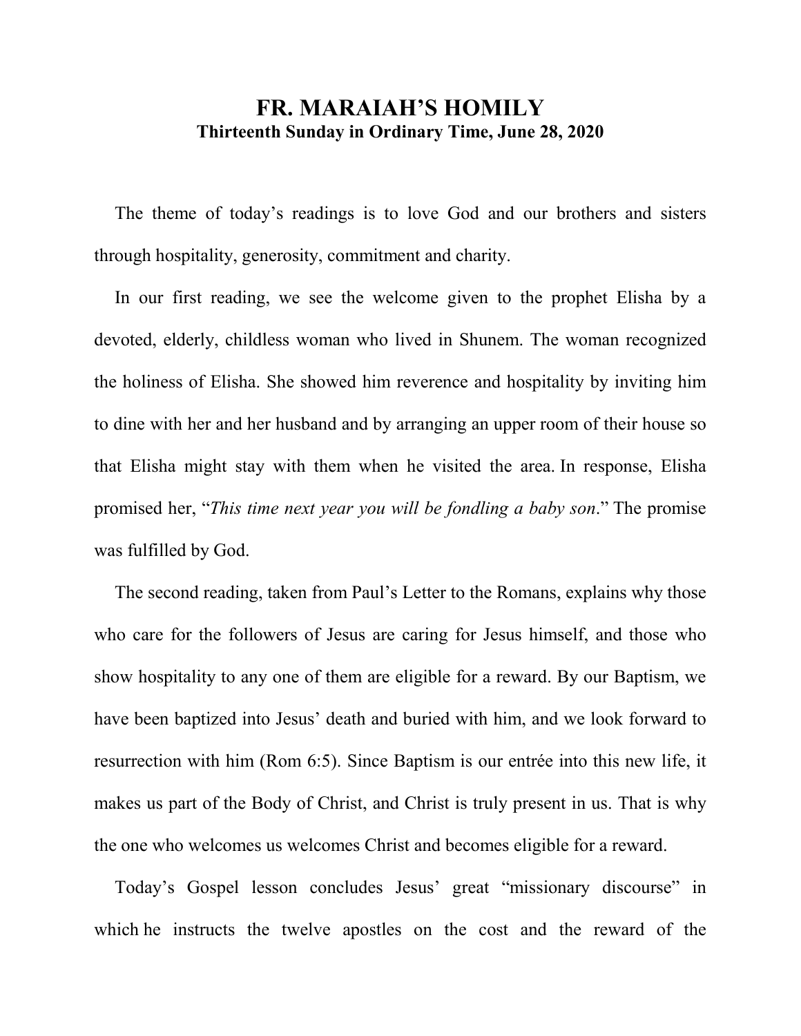# FR. MARAIAH'S HOMILY

**Thirteenth Sunday in Ordinary Time, June 28, 2020**

The theme of today's readings is to love God and our brothers and sisters through hospitality, generosity, commitment and charity.

In our first reading, we see the welcome given to the prophet Elisha by a devoted, elderly, childless woman who lived in Shunem. The woman recognized the holiness of Elisha. She showed him reverence and hospitality by inviting him to dine with her and her husband and by arranging an upper room of their house so that Elisha might stay with them when he visited the area. In response, Elisha promised her, "*This time next year you will be fondling a baby son*." The promise was fulfilled by God.

The second reading, taken from Paul's Letter to the Romans, explains why those who care for the followers of Jesus are caring for Jesus himself, and those who show hospitality to any one of them are eligible for a reward. By our Baptism, we have been baptized into Jesus' death and buried with him, and we look forward to resurrection with him (Rom 6:5). Since Baptism is our entrée into this new life, it makes us part of the Body of Christ, and Christ is truly present in us. That is why the one who welcomes us welcomes Christ and becomes eligible for a reward.

Today's Gospel lesson concludes Jesus' great "missionary discourse" in which he instructs the twelve apostles on the cost and the reward of the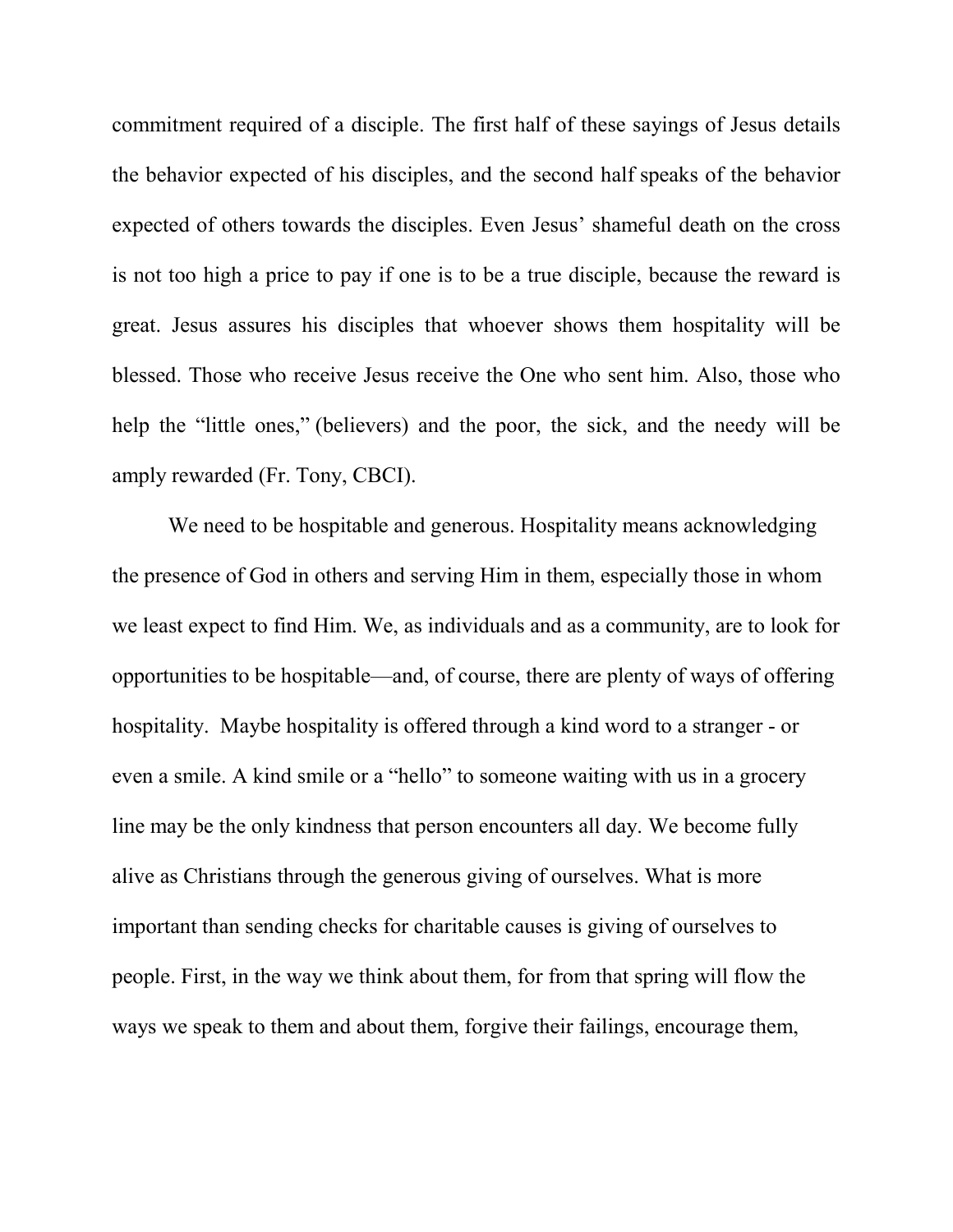commitment required of a disciple. The first half of these sayings of Jesus details the behavior expected of his disciples, and the second half speaks of the behavior expected of others towards the disciples. Even Jesus' shameful death on the cross is not too high a price to pay if one is to be a true disciple, because the reward is great. Jesus assures his disciples that whoever shows them hospitality will be blessed. Those who receive Jesus receive the One who sent him. Also, those who help the "little ones," (believers) and the poor, the sick, and the needy will be amply rewarded (Fr. Tony, CBCI).

We need to be hospitable and generous. Hospitality means acknowledging the presence of God in others and serving Him in them, especially those in whom we least expect to find Him. We, as individuals and as a community, are to look for opportunities to be hospitable—and, of course, there are plenty of ways of offering hospitality. Maybe hospitality is offered through a kind word to a stranger - or even a smile. A kind smile or a "hello" to someone waiting with us in a grocery line may be the only kindness that person encounters all day. We become fully alive as Christians through the generous giving of ourselves. What is more important than sending checks for charitable causes is giving of ourselves to people. First, in the way we think about them, for from that spring will flow the ways we speak to them and about them, forgive their failings, encourage them,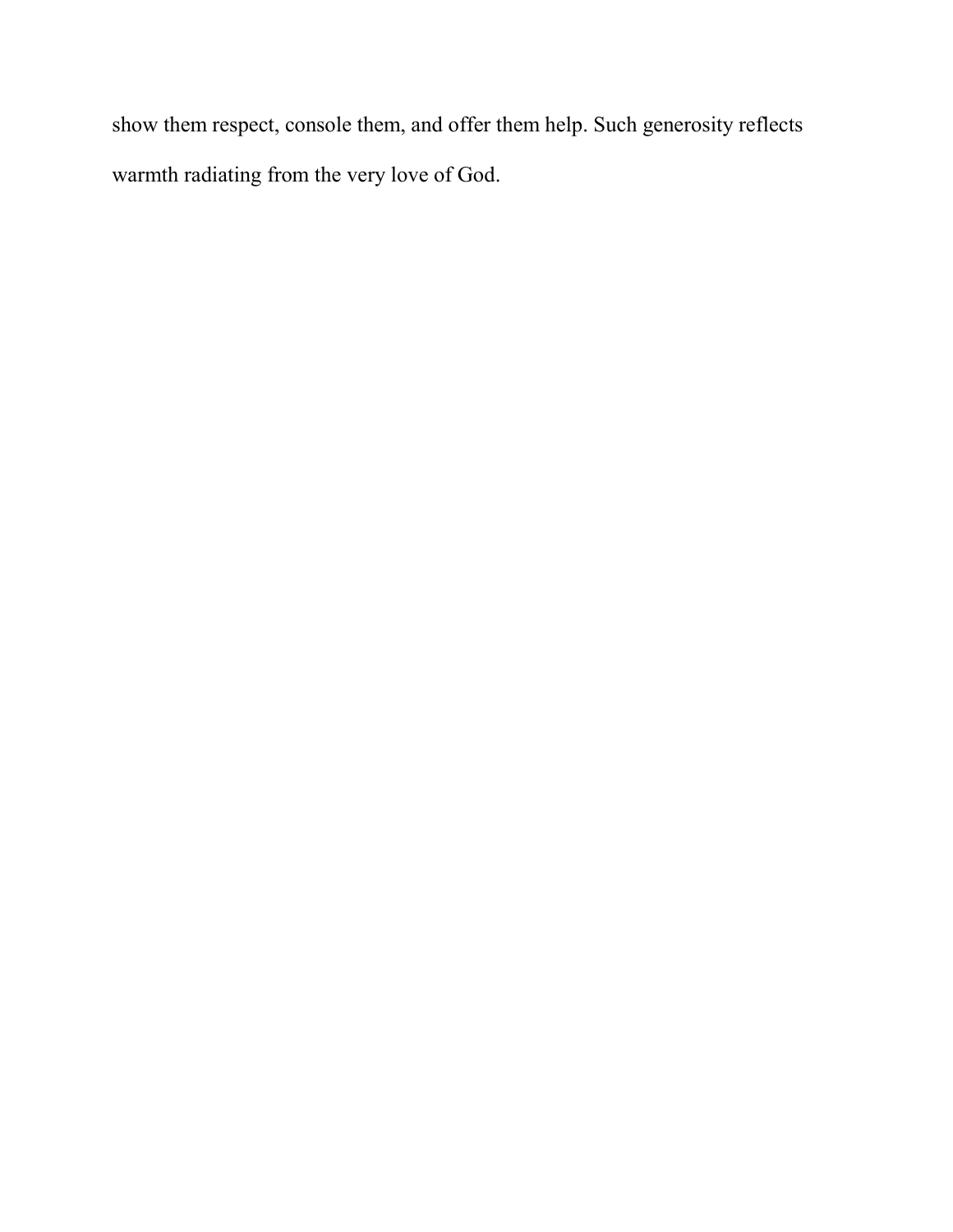show them respect, console them, and offer them help. Such generosity reflects warmth radiating from the very love of God.